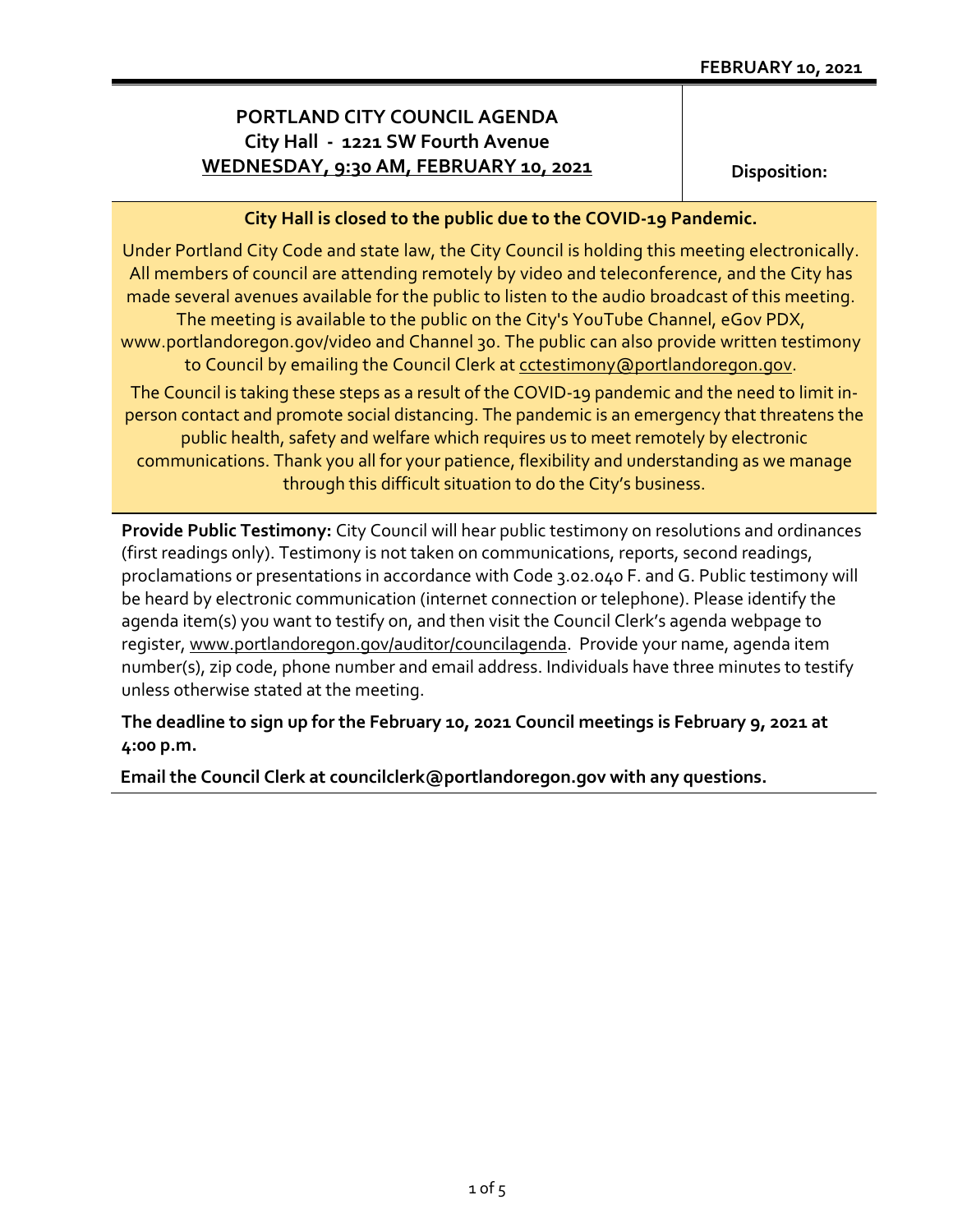**FEBRUARY 10, 2021**

# PORTLAND CITY COUNCIL AGENDA
## City Hall - 1221 SW Fourth Avenue
## WEDNESDAY, 9:30 AM, FEBRUARY 10, 2021

**Disposition:**

**City Hall is closed to the public due to the COVID-19 Pandemic.**

Under Portland City Code and state law, the City Council is holding this meeting electronically. All members of council are attending remotely by video and teleconference, and the City has made several avenues available for the public to listen to the audio broadcast of this meeting. The meeting is available to the public on the City's YouTube Channel, eGov PDX, www.portlandoregon.gov/video and Channel 30. The public can also provide written testimony to Council by emailing the Council Clerk at cctestimony@portlandoregon.gov.

The Council is taking these steps as a result of the COVID-19 pandemic and the need to limit in-person contact and promote social distancing. The pandemic is an emergency that threatens the public health, safety and welfare which requires us to meet remotely by electronic communications. Thank you all for your patience, flexibility and understanding as we manage through this difficult situation to do the City's business.

**Provide Public Testimony:** City Council will hear public testimony on resolutions and ordinances (first readings only). Testimony is not taken on communications, reports, second readings, proclamations or presentations in accordance with Code 3.02.040 F. and G. Public testimony will be heard by electronic communication (internet connection or telephone). Please identify the agenda item(s) you want to testify on, and then visit the Council Clerk's agenda webpage to register, www.portlandoregon.gov/auditor/councilagenda. Provide your name, agenda item number(s), zip code, phone number and email address. Individuals have three minutes to testify unless otherwise stated at the meeting.

**The deadline to sign up for the February 10, 2021 Council meetings is February 9, 2021 at 4:00 p.m.**

**Email the Council Clerk at councilclerk@portlandoregon.gov with any questions.**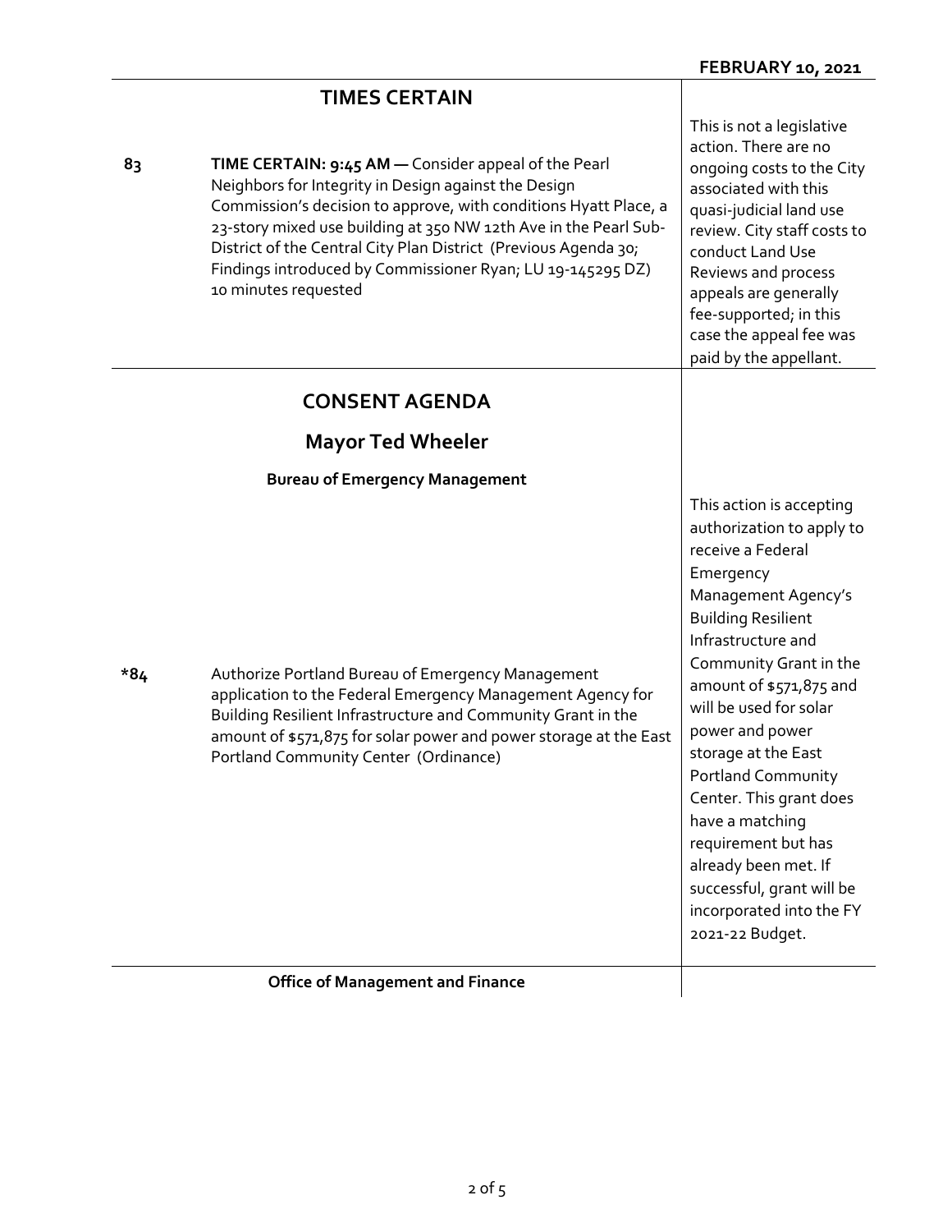**FEBRUARY 10, 2021**

## TIMES CERTAIN

| | | |
|---|---|---|
| 83 | **TIME CERTAIN: 9:45 AM —** Consider appeal of the Pearl Neighbors for Integrity in Design against the Design Commission's decision to approve, with conditions Hyatt Place, a 23-story mixed use building at 350 NW 12th Ave in the Pearl Sub-District of the Central City Plan District (Previous Agenda 30; Findings introduced by Commissioner Ryan; LU 19-145295 DZ) 10 minutes requested | This is not a legislative action. There are no ongoing costs to the City associated with this quasi-judicial land use review. City staff costs to conduct Land Use Reviews and process appeals are generally fee-supported; in this case the appeal fee was paid by the appellant. |

## CONSENT AGENDA

## Mayor Ted Wheeler

### Bureau of Emergency Management

| | | |
|---|---|---|
| *84 | Authorize Portland Bureau of Emergency Management application to the Federal Emergency Management Agency for Building Resilient Infrastructure and Community Grant in the amount of $571,875 for solar power and power storage at the East Portland Community Center (Ordinance) | This action is accepting authorization to apply to receive a Federal Emergency Management Agency's Building Resilient Infrastructure and Community Grant in the amount of $571,875 and will be used for solar power and power storage at the East Portland Community Center. This grant does have a matching requirement but has already been met. If successful, grant will be incorporated into the FY 2021-22 Budget. |

### Office of Management and Finance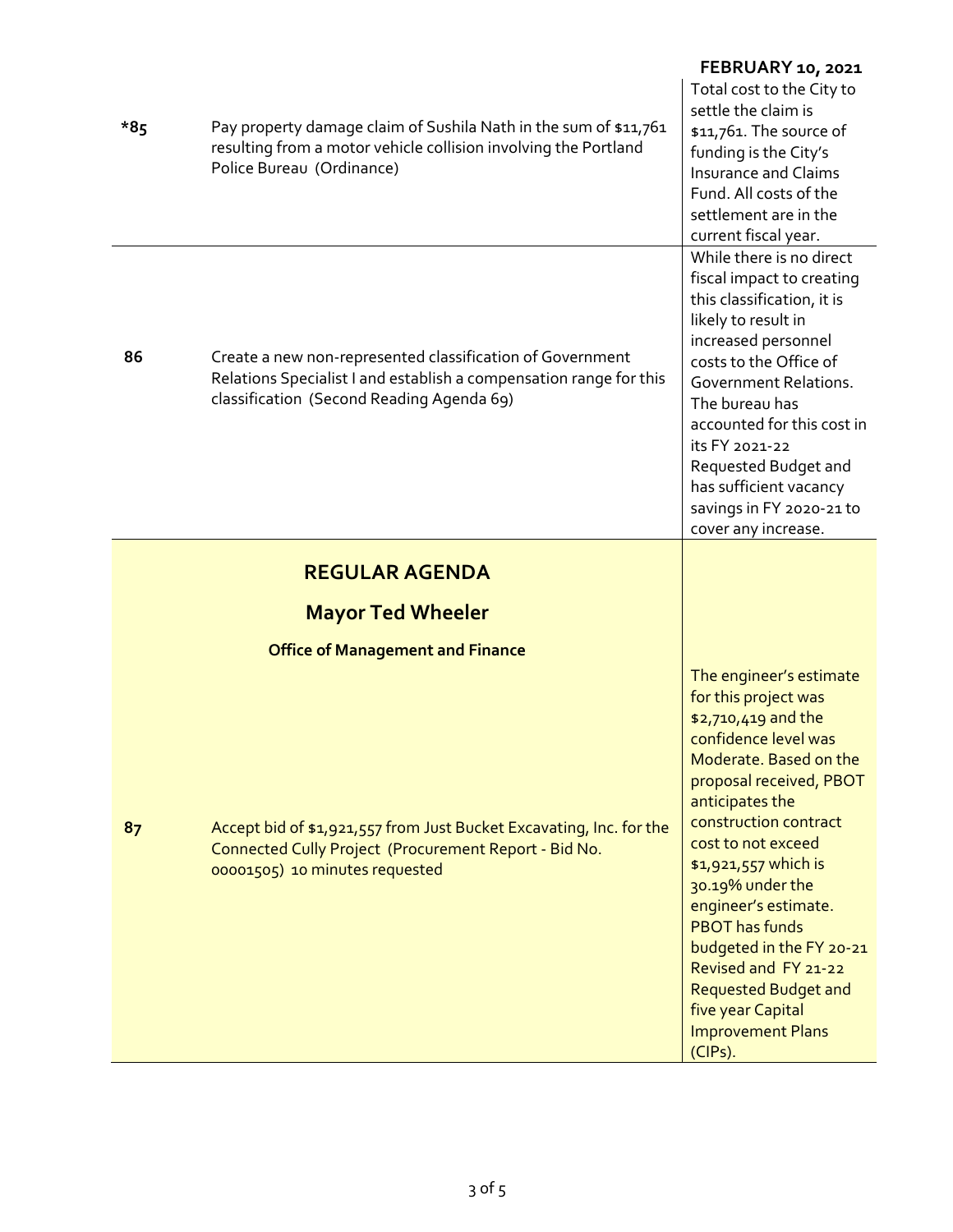**FEBRUARY 10, 2021**

| | | |
|---|---|---|
| *85 | Pay property damage claim of Sushila Nath in the sum of $11,761 resulting from a motor vehicle collision involving the Portland Police Bureau (Ordinance) | Total cost to the City to settle the claim is $11,761. The source of funding is the City's Insurance and Claims Fund. All costs of the settlement are in the current fiscal year. |
| 86 | Create a new non-represented classification of Government Relations Specialist I and establish a compensation range for this classification (Second Reading Agenda 69) | While there is no direct fiscal impact to creating this classification, it is likely to result in increased personnel costs to the Office of Government Relations. The bureau has accounted for this cost in its FY 2021-22 Requested Budget and has sufficient vacancy savings in FY 2020-21 to cover any increase. |

## REGULAR AGENDA

### Mayor Ted Wheeler

#### Office of Management and Finance

| | | |
|---|---|---|
| 87 | Accept bid of $1,921,557 from Just Bucket Excavating, Inc. for the Connected Cully Project (Procurement Report - Bid No. 00001505) 10 minutes requested | The engineer's estimate for this project was $2,710,419 and the confidence level was Moderate. Based on the proposal received, PBOT anticipates the construction contract cost to not exceed $1,921,557 which is 30.19% under the engineer's estimate. PBOT has funds budgeted in the FY 20-21 Revised and FY 21-22 Requested Budget and five year Capital Improvement Plans (CIPs). |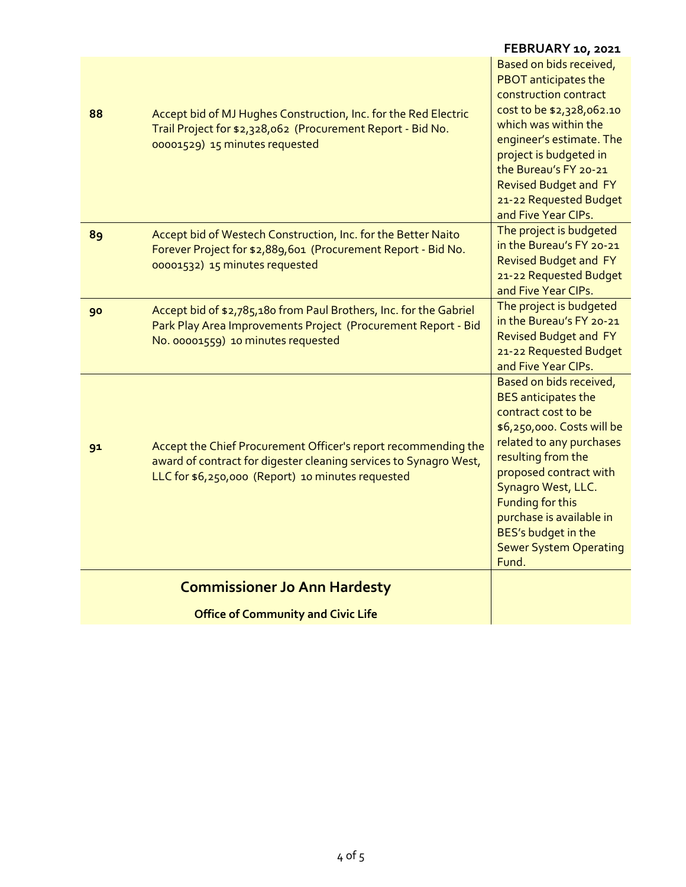FEBRUARY 10, 2021

| | | |
|---|---|---|
| **88** | Accept bid of MJ Hughes Construction, Inc. for the Red Electric Trail Project for $2,328,062 (Procurement Report - Bid No. 00001529) 15 minutes requested | Based on bids received, PBOT anticipates the construction contract cost to be $2,328,062.10 which was within the engineer's estimate. The project is budgeted in the Bureau's FY 20-21 Revised Budget and FY 21-22 Requested Budget and Five Year CIPs. |
| **89** | Accept bid of Westech Construction, Inc. for the Better Naito Forever Project for $2,889,601 (Procurement Report - Bid No. 00001532) 15 minutes requested | The project is budgeted in the Bureau's FY 20-21 Revised Budget and FY 21-22 Requested Budget and Five Year CIPs. |
| **90** | Accept bid of $2,785,180 from Paul Brothers, Inc. for the Gabriel Park Play Area Improvements Project (Procurement Report - Bid No. 00001559) 10 minutes requested | The project is budgeted in the Bureau's FY 20-21 Revised Budget and FY 21-22 Requested Budget and Five Year CIPs. |
| **91** | Accept the Chief Procurement Officer's report recommending the award of contract for digester cleaning services to Synagro West, LLC for $6,250,000 (Report) 10 minutes requested | Based on bids received, BES anticipates the contract cost to be $6,250,000. Costs will be related to any purchases resulting from the proposed contract with Synagro West, LLC. Funding for this purchase is available in BES's budget in the Sewer System Operating Fund. |

## Commissioner Jo Ann Hardesty

### Office of Community and Civic Life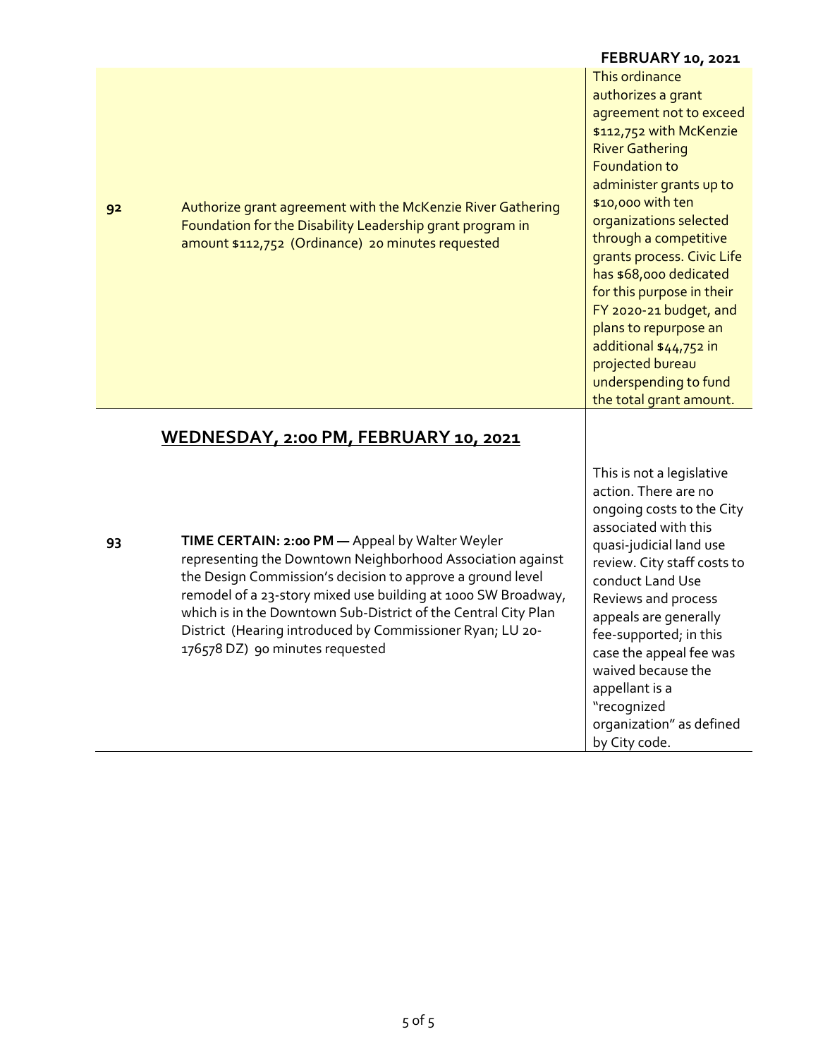**FEBRUARY 10, 2021**

| | | |
|---|---|---|
| **92** | Authorize grant agreement with the McKenzie River Gathering Foundation for the Disability Leadership grant program in amount $112,752 (Ordinance) 20 minutes requested | This ordinance authorizes a grant agreement not to exceed $112,752 with McKenzie River Gathering Foundation to administer grants up to $10,000 with ten organizations selected through a competitive grants process. Civic Life has $68,000 dedicated for this purpose in their FY 2020-21 budget, and plans to repurpose an additional $44,752 in projected bureau underspending to fund the total grant amount. |

## WEDNESDAY, 2:00 PM, FEBRUARY 10, 2021

| | | |
|---|---|---|
| **93** | **TIME CERTAIN: 2:00 PM —** Appeal by Walter Weyler representing the Downtown Neighborhood Association against the Design Commission's decision to approve a ground level remodel of a 23-story mixed use building at 1000 SW Broadway, which is in the Downtown Sub-District of the Central City Plan District (Hearing introduced by Commissioner Ryan; LU 20-176578 DZ) 90 minutes requested | This is not a legislative action. There are no ongoing costs to the City associated with this quasi-judicial land use review. City staff costs to conduct Land Use Reviews and process appeals are generally fee-supported; in this case the appeal fee was waived because the appellant is a "recognized organization" as defined by City code. |